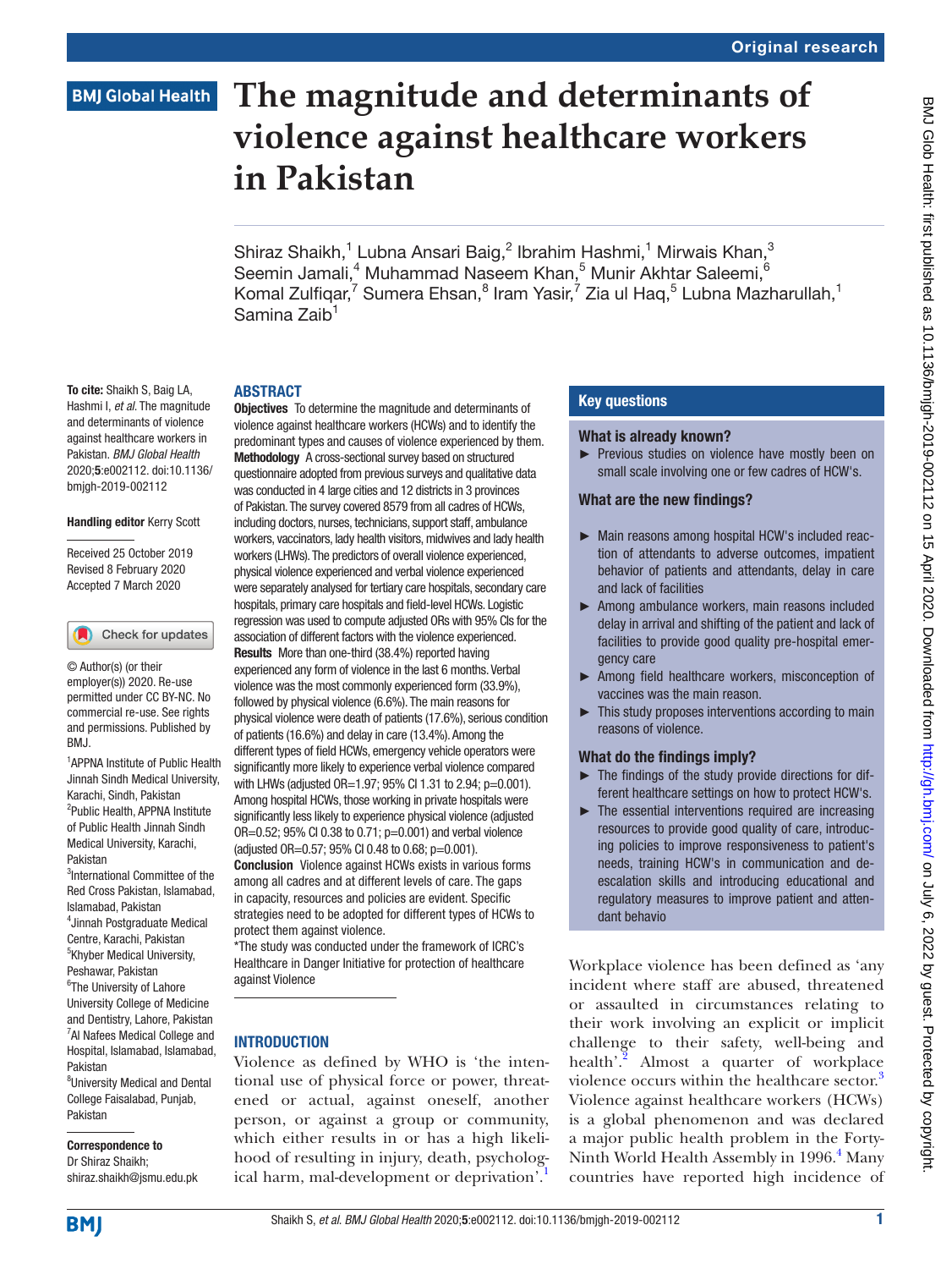Original research

# The magnitude and determinants of violence against healthcare workers in Pakistan

Shiraz Shaikh,[1] Lubna Ansari Baig,[2] Ibrahim Hashmi,[1] Mirwais Khan,[3] Seemin Jamali,[4] Muhammad Naseem Khan,[5] Munir Akhtar Saleemi,[6] Komal Zulfiqar,[7] Sumera Ehsan,[8] Iram Yasir,[7] Zia ul Haq,[5] Lubna Mazharullah,[1] Samina Zaib[1]

**To cite:** Shaikh S, Baig LA, Hashmi I, *et al*. The magnitude and determinants of violence against healthcare workers in Pakistan. *BMJ Global Health* 2020;**5**:e002112. doi:10.1136/bmjgh-2019-002112

**Handling editor** Kerry Scott

Received 25 October 2019
Revised 8 February 2020
Accepted 7 March 2020

© Author(s) (or their employer(s)) 2020. Re-use permitted under CC BY-NC. No commercial re-use. See rights and permissions. Published by BMJ.

[1]APPNA Institute of Public Health Jinnah Sindh Medical University, Karachi, Sindh, Pakistan
[2]Public Health, APPNA Institute of Public Health Jinnah Sindh Medical University, Karachi, Pakistan
[3]International Committee of the Red Cross Pakistan, Islamabad, Islamabad, Pakistan
[4]Jinnah Postgraduate Medical Centre, Karachi, Pakistan
[5]Khyber Medical University, Peshawar, Pakistan
[6]The University of Lahore University College of Medicine and Dentistry, Lahore, Pakistan
[7]Al Nafees Medical College and Hospital, Islamabad, Islamabad, Pakistan
[8]University Medical and Dental College Faisalabad, Punjab, Pakistan

**Correspondence to**
Dr Shiraz Shaikh;
shiraz.shaikh@jsmu.edu.pk

## ABSTRACT

**Objectives** To determine the magnitude and determinants of violence against healthcare workers (HCWs) and to identify the predominant types and causes of violence experienced by them.

**Methodology** A cross-sectional survey based on structured questionnaire adopted from previous surveys and qualitative data was conducted in 4 large cities and 12 districts in 3 provinces of Pakistan. The survey covered 8579 from all cadres of HCWs, including doctors, nurses, technicians, support staff, ambulance workers, vaccinators, lady health visitors, midwives and lady health workers (LHWs). The predictors of overall violence experienced, physical violence experienced and verbal violence experienced were separately analysed for tertiary care hospitals, secondary care hospitals, primary care hospitals and field-level HCWs. Logistic regression was used to compute adjusted ORs with 95% CIs for the association of different factors with the violence experienced.

**Results** More than one-third (38.4%) reported having experienced any form of violence in the last 6 months. Verbal violence was the most commonly experienced form (33.9%), followed by physical violence (6.6%). The main reasons for physical violence were death of patients (17.6%), serious condition of patients (16.6%) and delay in care (13.4%). Among the different types of field HCWs, emergency vehicle operators were significantly more likely to experience verbal violence compared with LHWs (adjusted OR=1.97; 95% CI 1.31 to 2.94; p=0.001). Among hospital HCWs, those working in private hospitals were significantly less likely to experience physical violence (adjusted OR=0.52; 95% CI 0.38 to 0.71; p=0.001) and verbal violence (adjusted OR=0.57; 95% CI 0.48 to 0.68; p=0.001).

**Conclusion** Violence against HCWs exists in various forms among all cadres and at different levels of care. The gaps in capacity, resources and policies are evident. Specific strategies need to be adopted for different types of HCWs to protect them against violence.

*The study was conducted under the framework of ICRC's Healthcare in Danger Initiative for protection of healthcare against Violence

### Key questions

**What is already known?**

- Previous studies on violence have mostly been on small scale involving one or few cadres of HCW's.

**What are the new findings?**

- Main reasons among hospital HCW's included reaction of attendants to adverse outcomes, impatient behavior of patients and attendants, delay in care and lack of facilities
- Among ambulance workers, main reasons included delay in arrival and shifting of the patient and lack of facilities to provide good quality pre-hospital emergency care
- Among field healthcare workers, misconception of vaccines was the main reason.
- This study proposes interventions according to main reasons of violence.

**What do the findings imply?**

- The findings of the study provide directions for different healthcare settings on how to protect HCW's.
- The essential interventions required are increasing resources to provide good quality of care, introducing policies to improve responsiveness to patient's needs, training HCW's in communication and de-escalation skills and introducing educational and regulatory measures to improve patient and attendant behavio

## INTRODUCTION

Violence as defined by WHO is 'the intentional use of physical force or power, threatened or actual, against oneself, another person, or against a group or community, which either results in or has a high likelihood of resulting in injury, death, psychological harm, mal-development or deprivation'.[1]

Workplace violence has been defined as 'any incident where staff are abused, threatened or assaulted in circumstances relating to their work involving an explicit or implicit challenge to their safety, well-being and health'.[2] Almost a quarter of workplace violence occurs within the healthcare sector.[3] Violence against healthcare workers (HCWs) is a global phenomenon and was declared a major public health problem in the Forty-Ninth World Health Assembly in 1996.[4] Many countries have reported high incidence of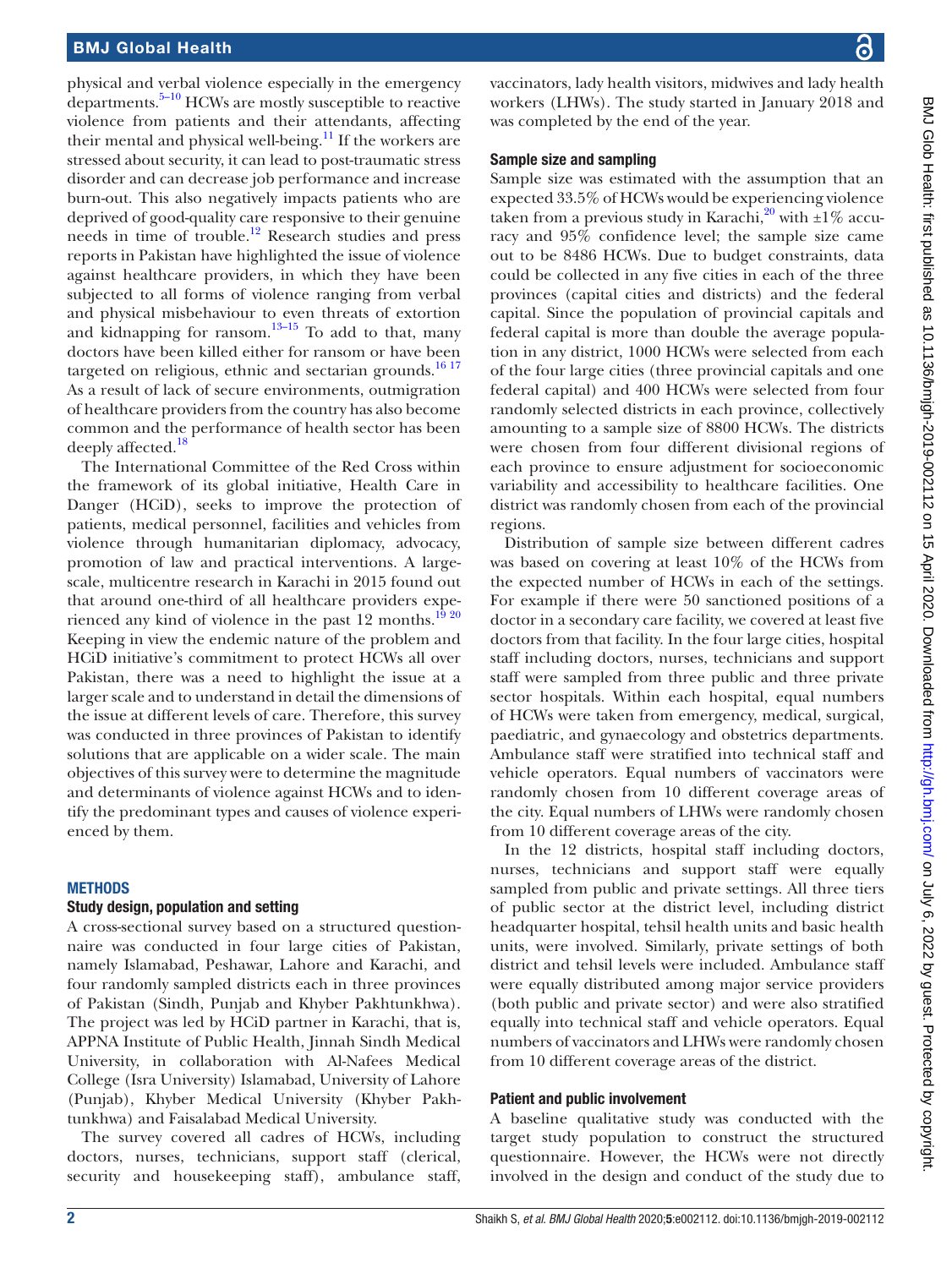physical and verbal violence especially in the emergency departments.[5–10] HCWs are mostly susceptible to reactive violence from patients and their attendants, affecting their mental and physical well-being.[11] If the workers are stressed about security, it can lead to post-traumatic stress disorder and can decrease job performance and increase burn-out. This also negatively impacts patients who are deprived of good-quality care responsive to their genuine needs in time of trouble.[12] Research studies and press reports in Pakistan have highlighted the issue of violence against healthcare providers, in which they have been subjected to all forms of violence ranging from verbal and physical misbehaviour to even threats of extortion and kidnapping for ransom.[13–15] To add to that, many doctors have been killed either for ransom or have been targeted on religious, ethnic and sectarian grounds.[16 17] As a result of lack of secure environments, outmigration of healthcare providers from the country has also become common and the performance of health sector has been deeply affected.[18]

The International Committee of the Red Cross within the framework of its global initiative, Health Care in Danger (HCiD), seeks to improve the protection of patients, medical personnel, facilities and vehicles from violence through humanitarian diplomacy, advocacy, promotion of law and practical interventions. A large-scale, multicentre research in Karachi in 2015 found out that around one-third of all healthcare providers experienced any kind of violence in the past 12 months.[19 20] Keeping in view the endemic nature of the problem and HCiD initiative's commitment to protect HCWs all over Pakistan, there was a need to highlight the issue at a larger scale and to understand in detail the dimensions of the issue at different levels of care. Therefore, this survey was conducted in three provinces of Pakistan to identify solutions that are applicable on a wider scale. The main objectives of this survey were to determine the magnitude and determinants of violence against HCWs and to identify the predominant types and causes of violence experienced by them.

## METHODS

### Study design, population and setting

A cross-sectional survey based on a structured questionnaire was conducted in four large cities of Pakistan, namely Islamabad, Peshawar, Lahore and Karachi, and four randomly sampled districts each in three provinces of Pakistan (Sindh, Punjab and Khyber Pakhtunkhwa). The project was led by HCiD partner in Karachi, that is, APPNA Institute of Public Health, Jinnah Sindh Medical University, in collaboration with Al-Nafees Medical College (Isra University) Islamabad, University of Lahore (Punjab), Khyber Medical University (Khyber Pakhtunkhwa) and Faisalabad Medical University.

The survey covered all cadres of HCWs, including doctors, nurses, technicians, support staff (clerical, security and housekeeping staff), ambulance staff, vaccinators, lady health visitors, midwives and lady health workers (LHWs). The study started in January 2018 and was completed by the end of the year.

### Sample size and sampling

Sample size was estimated with the assumption that an expected 33.5% of HCWs would be experiencing violence taken from a previous study in Karachi,[20] with ±1% accuracy and 95% confidence level; the sample size came out to be 8486 HCWs. Due to budget constraints, data could be collected in any five cities in each of the three provinces (capital cities and districts) and the federal capital. Since the population of provincial capitals and federal capital is more than double the average population in any district, 1000 HCWs were selected from each of the four large cities (three provincial capitals and one federal capital) and 400 HCWs were selected from four randomly selected districts in each province, collectively amounting to a sample size of 8800 HCWs. The districts were chosen from four different divisional regions of each province to ensure adjustment for socioeconomic variability and accessibility to healthcare facilities. One district was randomly chosen from each of the provincial regions.

Distribution of sample size between different cadres was based on covering at least 10% of the HCWs from the expected number of HCWs in each of the settings. For example if there were 50 sanctioned positions of a doctor in a secondary care facility, we covered at least five doctors from that facility. In the four large cities, hospital staff including doctors, nurses, technicians and support staff were sampled from three public and three private sector hospitals. Within each hospital, equal numbers of HCWs were taken from emergency, medical, surgical, paediatric, and gynaecology and obstetrics departments. Ambulance staff were stratified into technical staff and vehicle operators. Equal numbers of vaccinators were randomly chosen from 10 different coverage areas of the city. Equal numbers of LHWs were randomly chosen from 10 different coverage areas of the city.

In the 12 districts, hospital staff including doctors, nurses, technicians and support staff were equally sampled from public and private settings. All three tiers of public sector at the district level, including district headquarter hospital, tehsil health units and basic health units, were involved. Similarly, private settings of both district and tehsil levels were included. Ambulance staff were equally distributed among major service providers (both public and private sector) and were also stratified equally into technical staff and vehicle operators. Equal numbers of vaccinators and LHWs were randomly chosen from 10 different coverage areas of the district.

### Patient and public involvement

A baseline qualitative study was conducted with the target study population to construct the structured questionnaire. However, the HCWs were not directly involved in the design and conduct of the study due to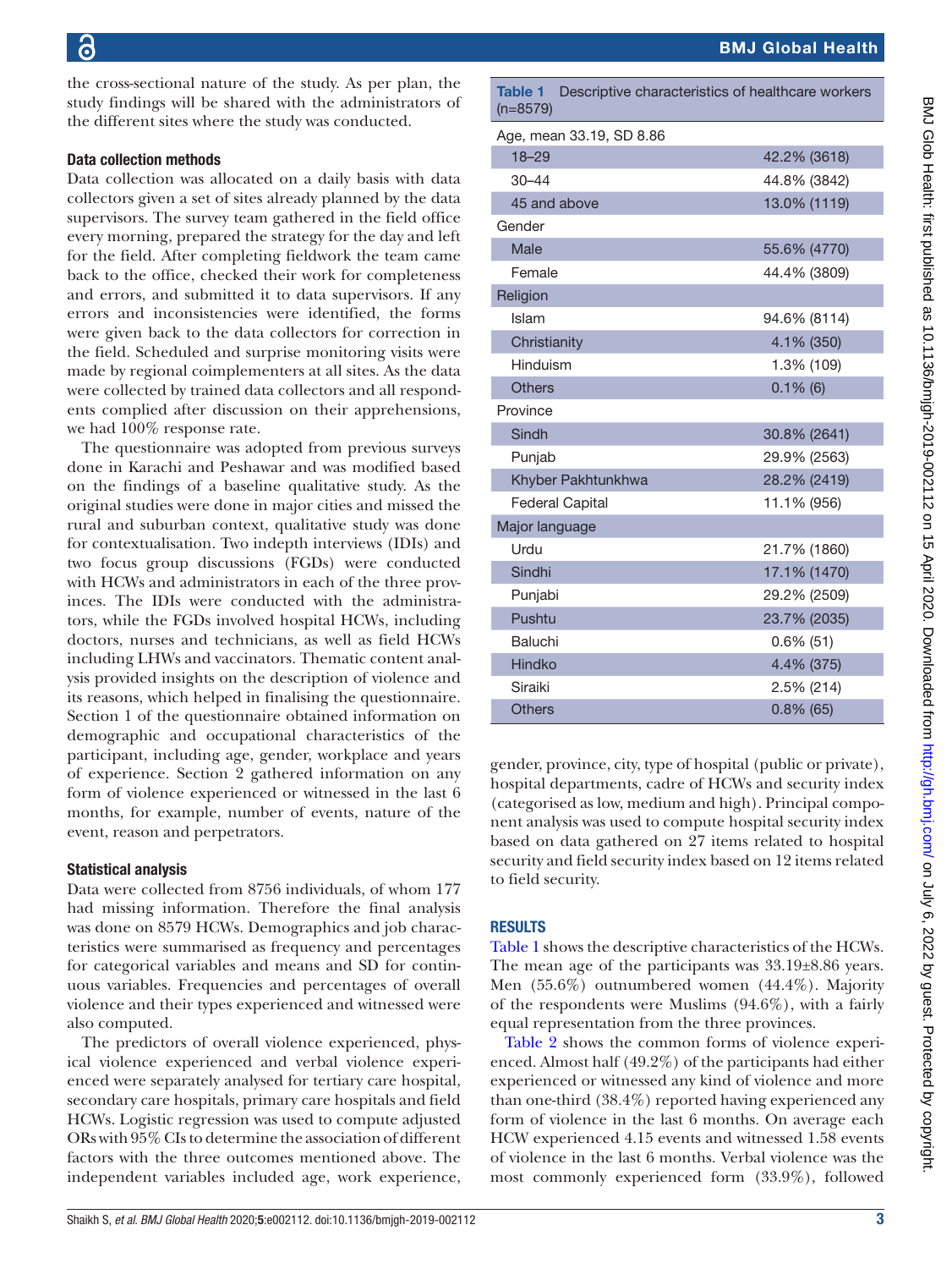the cross-sectional nature of the study. As per plan, the study findings will be shared with the administrators of the different sites where the study was conducted.

### Data collection methods

Data collection was allocated on a daily basis with data collectors given a set of sites already planned by the data supervisors. The survey team gathered in the field office every morning, prepared the strategy for the day and left for the field. After completing fieldwork the team came back to the office, checked their work for completeness and errors, and submitted it to data supervisors. If any errors and inconsistencies were identified, the forms were given back to the data collectors for correction in the field. Scheduled and surprise monitoring visits were made by regional coimplementers at all sites. As the data were collected by trained data collectors and all respondents complied after discussion on their apprehensions, we had 100% response rate.

The questionnaire was adopted from previous surveys done in Karachi and Peshawar and was modified based on the findings of a baseline qualitative study. As the original studies were done in major cities and missed the rural and suburban context, qualitative study was done for contextualisation. Two indepth interviews (IDIs) and two focus group discussions (FGDs) were conducted with HCWs and administrators in each of the three provinces. The IDIs were conducted with the administrators, while the FGDs involved hospital HCWs, including doctors, nurses and technicians, as well as field HCWs including LHWs and vaccinators. Thematic content analysis provided insights on the description of violence and its reasons, which helped in finalising the questionnaire. Section 1 of the questionnaire obtained information on demographic and occupational characteristics of the participant, including age, gender, workplace and years of experience. Section 2 gathered information on any form of violence experienced or witnessed in the last 6 months, for example, number of events, nature of the event, reason and perpetrators.

### Statistical analysis

Data were collected from 8756 individuals, of whom 177 had missing information. Therefore the final analysis was done on 8579 HCWs. Demographics and job characteristics were summarised as frequency and percentages for categorical variables and means and SD for continuous variables. Frequencies and percentages of overall violence and their types experienced and witnessed were also computed.

The predictors of overall violence experienced, physical violence experienced and verbal violence experienced were separately analysed for tertiary care hospital, secondary care hospitals, primary care hospitals and field HCWs. Logistic regression was used to compute adjusted ORs with 95% CIs to determine the association of different factors with the three outcomes mentioned above. The independent variables included age, work experience, gender, province, city, type of hospital (public or private), hospital departments, cadre of HCWs and security index (categorised as low, medium and high). Principal component analysis was used to compute hospital security index based on data gathered on 27 items related to hospital security and field security index based on 12 items related to field security.

**Table 1** Descriptive characteristics of healthcare workers (n=8579)

| | |
|---|---|
| **Age, mean 33.19, SD 8.86** | |
| 18–29 | 42.2% (3618) |
| 30–44 | 44.8% (3842) |
| 45 and above | 13.0% (1119) |
| **Gender** | |
| Male | 55.6% (4770) |
| Female | 44.4% (3809) |
| **Religion** | |
| Islam | 94.6% (8114) |
| Christianity | 4.1% (350) |
| Hinduism | 1.3% (109) |
| Others | 0.1% (6) |
| **Province** | |
| Sindh | 30.8% (2641) |
| Punjab | 29.9% (2563) |
| Khyber Pakhtunkhwa | 28.2% (2419) |
| Federal Capital | 11.1% (956) |
| **Major language** | |
| Urdu | 21.7% (1860) |
| Sindhi | 17.1% (1470) |
| Punjabi | 29.2% (2509) |
| Pushtu | 23.7% (2035) |
| Baluchi | 0.6% (51) |
| Hindko | 4.4% (375) |
| Siraiki | 2.5% (214) |
| Others | 0.8% (65) |

## RESULTS

Table 1 shows the descriptive characteristics of the HCWs. The mean age of the participants was 33.19±8.86 years. Men (55.6%) outnumbered women (44.4%). Majority of the respondents were Muslims (94.6%), with a fairly equal representation from the three provinces.

Table 2 shows the common forms of violence experienced. Almost half (49.2%) of the participants had either experienced or witnessed any kind of violence and more than one-third (38.4%) reported having experienced any form of violence in the last 6 months. On average each HCW experienced 4.15 events and witnessed 1.58 events of violence in the last 6 months. Verbal violence was the most commonly experienced form (33.9%), followed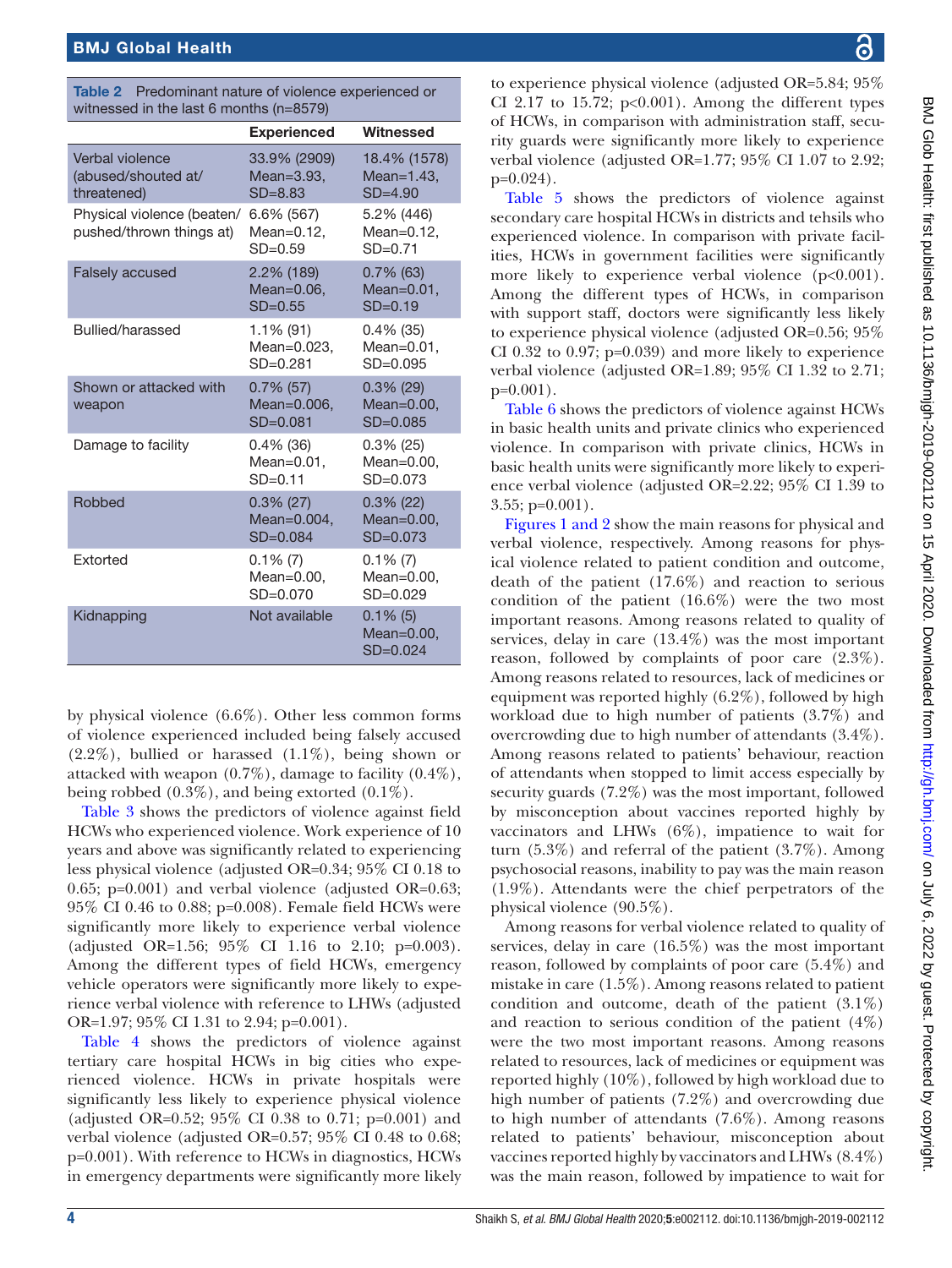**Table 2** Predominant nature of violence experienced or witnessed in the last 6 months (n=8579)

| | Experienced | Witnessed |
|---|---|---|
| Verbal violence (abused/shouted at/threatened) | 33.9% (2909) Mean=3.93, SD=8.83 | 18.4% (1578) Mean=1.43, SD=4.90 |
| Physical violence (beaten/pushed/thrown things at) | 6.6% (567) Mean=0.12, SD=0.59 | 5.2% (446) Mean=0.12, SD=0.71 |
| Falsely accused | 2.2% (189) Mean=0.06, SD=0.55 | 0.7% (63) Mean=0.01, SD=0.19 |
| Bullied/harassed | 1.1% (91) Mean=0.023, SD=0.281 | 0.4% (35) Mean=0.01, SD=0.095 |
| Shown or attacked with weapon | 0.7% (57) Mean=0.006, SD=0.081 | 0.3% (29) Mean=0.00, SD=0.085 |
| Damage to facility | 0.4% (36) Mean=0.01, SD=0.11 | 0.3% (25) Mean=0.00, SD=0.073 |
| Robbed | 0.3% (27) Mean=0.004, SD=0.084 | 0.3% (22) Mean=0.00, SD=0.073 |
| Extorted | 0.1% (7) Mean=0.00, SD=0.070 | 0.1% (7) Mean=0.00, SD=0.029 |
| Kidnapping | Not available | 0.1% (5) Mean=0.00, SD=0.024 |

by physical violence (6.6%). Other less common forms of violence experienced included being falsely accused (2.2%), bullied or harassed (1.1%), being shown or attacked with weapon (0.7%), damage to facility (0.4%), being robbed (0.3%), and being extorted (0.1%).

Table 3 shows the predictors of violence against field HCWs who experienced violence. Work experience of 10 years and above was significantly related to experiencing less physical violence (adjusted OR=0.34; 95% CI 0.18 to 0.65; p=0.001) and verbal violence (adjusted OR=0.63; 95% CI 0.46 to 0.88; p=0.008). Female field HCWs were significantly more likely to experience verbal violence (adjusted OR=1.56; 95% CI 1.16 to 2.10; p=0.003). Among the different types of field HCWs, emergency vehicle operators were significantly more likely to experience verbal violence with reference to LHWs (adjusted OR=1.97; 95% CI 1.31 to 2.94; p=0.001).

Table 4 shows the predictors of violence against tertiary care hospital HCWs in big cities who experienced violence. HCWs in private hospitals were significantly less likely to experience physical violence (adjusted OR=0.52; 95% CI 0.38 to 0.71; p=0.001) and verbal violence (adjusted OR=0.57; 95% CI 0.48 to 0.68; p=0.001). With reference to HCWs in diagnostics, HCWs in emergency departments were significantly more likely to experience physical violence (adjusted OR=5.84; 95% CI 2.17 to 15.72; p<0.001). Among the different types of HCWs, in comparison with administration staff, security guards were significantly more likely to experience verbal violence (adjusted OR=1.77; 95% CI 1.07 to 2.92; p=0.024).

Table 5 shows the predictors of violence against secondary care hospital HCWs in districts and tehsils who experienced violence. In comparison with private facilities, HCWs in government facilities were significantly more likely to experience verbal violence (p<0.001). Among the different types of HCWs, in comparison with support staff, doctors were significantly less likely to experience physical violence (adjusted OR=0.56; 95% CI 0.32 to 0.97; p=0.039) and more likely to experience verbal violence (adjusted OR=1.89; 95% CI 1.32 to 2.71; p=0.001).

Table 6 shows the predictors of violence against HCWs in basic health units and private clinics who experienced violence. In comparison with private clinics, HCWs in basic health units were significantly more likely to experience verbal violence (adjusted OR=2.22; 95% CI 1.39 to 3.55; p=0.001).

Figures 1 and 2 show the main reasons for physical and verbal violence, respectively. Among reasons for physical violence related to patient condition and outcome, death of the patient (17.6%) and reaction to serious condition of the patient (16.6%) were the two most important reasons. Among reasons related to quality of services, delay in care (13.4%) was the most important reason, followed by complaints of poor care (2.3%). Among reasons related to resources, lack of medicines or equipment was reported highly (6.2%), followed by high workload due to high number of patients (3.7%) and overcrowding due to high number of attendants (3.4%). Among reasons related to patients' behaviour, reaction of attendants when stopped to limit access especially by security guards (7.2%) was the most important, followed by misconception about vaccines reported highly by vaccinators and LHWs (6%), impatience to wait for turn (5.3%) and referral of the patient (3.7%). Among psychosocial reasons, inability to pay was the main reason (1.9%). Attendants were the chief perpetrators of the physical violence (90.5%).

Among reasons for verbal violence related to quality of services, delay in care (16.5%) was the most important reason, followed by complaints of poor care (5.4%) and mistake in care (1.5%). Among reasons related to patient condition and outcome, death of the patient (3.1%) and reaction to serious condition of the patient (4%) were the two most important reasons. Among reasons related to resources, lack of medicines or equipment was reported highly (10%), followed by high workload due to high number of patients (7.2%) and overcrowding due to high number of attendants (7.6%). Among reasons related to patients' behaviour, misconception about vaccines reported highly by vaccinators and LHWs (8.4%) was the main reason, followed by impatience to wait for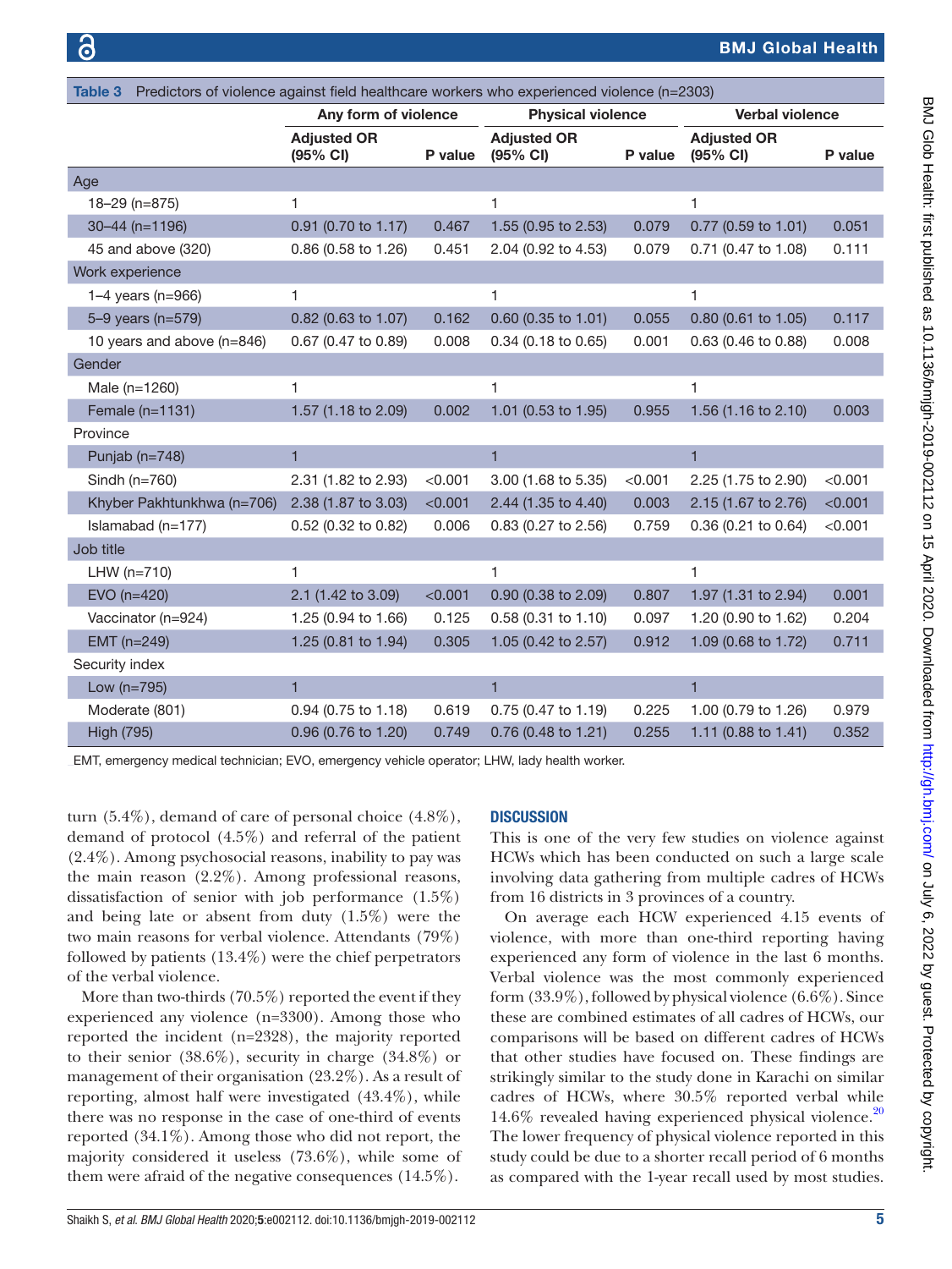Table 3 Predictors of violence against field healthcare workers who experienced violence (n=2303)

| | Any form of violence | | Physical violence | | Verbal violence | |
|---|---|---|---|---|---|---|
| | Adjusted OR (95% CI) | P value | Adjusted OR (95% CI) | P value | Adjusted OR (95% CI) | P value |
| **Age** | | | | | | |
| 18–29 (n=875) | 1 | | 1 | | 1 | |
| 30–44 (n=1196) | 0.91 (0.70 to 1.17) | 0.467 | 1.55 (0.95 to 2.53) | 0.079 | 0.77 (0.59 to 1.01) | 0.051 |
| 45 and above (320) | 0.86 (0.58 to 1.26) | 0.451 | 2.04 (0.92 to 4.53) | 0.079 | 0.71 (0.47 to 1.08) | 0.111 |
| **Work experience** | | | | | | |
| 1–4 years (n=966) | 1 | | 1 | | 1 | |
| 5–9 years (n=579) | 0.82 (0.63 to 1.07) | 0.162 | 0.60 (0.35 to 1.01) | 0.055 | 0.80 (0.61 to 1.05) | 0.117 |
| 10 years and above (n=846) | 0.67 (0.47 to 0.89) | 0.008 | 0.34 (0.18 to 0.65) | 0.001 | 0.63 (0.46 to 0.88) | 0.008 |
| **Gender** | | | | | | |
| Male (n=1260) | 1 | | 1 | | 1 | |
| Female (n=1131) | 1.57 (1.18 to 2.09) | 0.002 | 1.01 (0.53 to 1.95) | 0.955 | 1.56 (1.16 to 2.10) | 0.003 |
| **Province** | | | | | | |
| Punjab (n=748) | 1 | | 1 | | 1 | |
| Sindh (n=760) | 2.31 (1.82 to 2.93) | <0.001 | 3.00 (1.68 to 5.35) | <0.001 | 2.25 (1.75 to 2.90) | <0.001 |
| Khyber Pakhtunkhwa (n=706) | 2.38 (1.87 to 3.03) | <0.001 | 2.44 (1.35 to 4.40) | 0.003 | 2.15 (1.67 to 2.76) | <0.001 |
| Islamabad (n=177) | 0.52 (0.32 to 0.82) | 0.006 | 0.83 (0.27 to 2.56) | 0.759 | 0.36 (0.21 to 0.64) | <0.001 |
| **Job title** | | | | | | |
| LHW (n=710) | 1 | | 1 | | 1 | |
| EVO (n=420) | 2.1 (1.42 to 3.09) | <0.001 | 0.90 (0.38 to 2.09) | 0.807 | 1.97 (1.31 to 2.94) | 0.001 |
| Vaccinator (n=924) | 1.25 (0.94 to 1.66) | 0.125 | 0.58 (0.31 to 1.10) | 0.097 | 1.20 (0.90 to 1.62) | 0.204 |
| EMT (n=249) | 1.25 (0.81 to 1.94) | 0.305 | 1.05 (0.42 to 2.57) | 0.912 | 1.09 (0.68 to 1.72) | 0.711 |
| **Security index** | | | | | | |
| Low (n=795) | 1 | | 1 | | 1 | |
| Moderate (801) | 0.94 (0.75 to 1.18) | 0.619 | 0.75 (0.47 to 1.19) | 0.225 | 1.00 (0.79 to 1.26) | 0.979 |
| High (795) | 0.96 (0.76 to 1.20) | 0.749 | 0.76 (0.48 to 1.21) | 0.255 | 1.11 (0.88 to 1.41) | 0.352 |

EMT, emergency medical technician; EVO, emergency vehicle operator; LHW, lady health worker.

turn (5.4%), demand of care of personal choice (4.8%), demand of protocol (4.5%) and referral of the patient (2.4%). Among psychosocial reasons, inability to pay was the main reason (2.2%). Among professional reasons, dissatisfaction of senior with job performance (1.5%) and being late or absent from duty (1.5%) were the two main reasons for verbal violence. Attendants (79%) followed by patients (13.4%) were the chief perpetrators of the verbal violence.

More than two-thirds (70.5%) reported the event if they experienced any violence (n=3300). Among those who reported the incident (n=2328), the majority reported to their senior (38.6%), security in charge (34.8%) or management of their organisation (23.2%). As a result of reporting, almost half were investigated (43.4%), while there was no response in the case of one-third of events reported (34.1%). Among those who did not report, the majority considered it useless (73.6%), while some of them were afraid of the negative consequences (14.5%).

## DISCUSSION

This is one of the very few studies on violence against HCWs which has been conducted on such a large scale involving data gathering from multiple cadres of HCWs from 16 districts in 3 provinces of a country.

On average each HCW experienced 4.15 events of violence, with more than one-third reporting having experienced any form of violence in the last 6 months. Verbal violence was the most commonly experienced form (33.9%), followed by physical violence (6.6%). Since these are combined estimates of all cadres of HCWs, our comparisons will be based on different cadres of HCWs that other studies have focused on. These findings are strikingly similar to the study done in Karachi on similar cadres of HCWs, where 30.5% reported verbal while 14.6% revealed having experienced physical violence.[20] The lower frequency of physical violence reported in this study could be due to a shorter recall period of 6 months as compared with the 1-year recall used by most studies.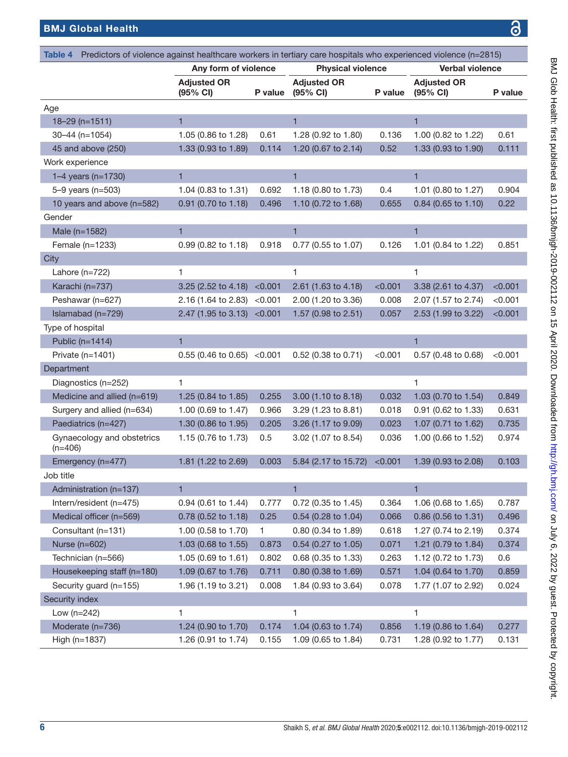**Table 4** Predictors of violence against healthcare workers in tertiary care hospitals who experienced violence (n=2815)

| | Any form of violence | | Physical violence | | Verbal violence | |
|---|---|---|---|---|---|---|
| | Adjusted OR (95% CI) | P value | Adjusted OR (95% CI) | P value | Adjusted OR (95% CI) | P value |
| Age | | | | | | |
| 18–29 (n=1511) | 1 | | 1 | | 1 | |
| 30–44 (n=1054) | 1.05 (0.86 to 1.28) | 0.61 | 1.28 (0.92 to 1.80) | 0.136 | 1.00 (0.82 to 1.22) | 0.61 |
| 45 and above (250) | 1.33 (0.93 to 1.89) | 0.114 | 1.20 (0.67 to 2.14) | 0.52 | 1.33 (0.93 to 1.90) | 0.111 |
| Work experience | | | | | | |
| 1–4 years (n=1730) | 1 | | 1 | | 1 | |
| 5–9 years (n=503) | 1.04 (0.83 to 1.31) | 0.692 | 1.18 (0.80 to 1.73) | 0.4 | 1.01 (0.80 to 1.27) | 0.904 |
| 10 years and above (n=582) | 0.91 (0.70 to 1.18) | 0.496 | 1.10 (0.72 to 1.68) | 0.655 | 0.84 (0.65 to 1.10) | 0.22 |
| Gender | | | | | | |
| Male (n=1582) | 1 | | 1 | | 1 | |
| Female (n=1233) | 0.99 (0.82 to 1.18) | 0.918 | 0.77 (0.55 to 1.07) | 0.126 | 1.01 (0.84 to 1.22) | 0.851 |
| City | | | | | | |
| Lahore (n=722) | 1 | | 1 | | 1 | |
| Karachi (n=737) | 3.25 (2.52 to 4.18) | <0.001 | 2.61 (1.63 to 4.18) | <0.001 | 3.38 (2.61 to 4.37) | <0.001 |
| Peshawar (n=627) | 2.16 (1.64 to 2.83) | <0.001 | 2.00 (1.20 to 3.36) | 0.008 | 2.07 (1.57 to 2.74) | <0.001 |
| Islamabad (n=729) | 2.47 (1.95 to 3.13) | <0.001 | 1.57 (0.98 to 2.51) | 0.057 | 2.53 (1.99 to 3.22) | <0.001 |
| Type of hospital | | | | | | |
| Public (n=1414) | 1 | | | | 1 | |
| Private (n=1401) | 0.55 (0.46 to 0.65) | <0.001 | 0.52 (0.38 to 0.71) | <0.001 | 0.57 (0.48 to 0.68) | <0.001 |
| Department | | | | | | |
| Diagnostics (n=252) | 1 | | | | 1 | |
| Medicine and allied (n=619) | 1.25 (0.84 to 1.85) | 0.255 | 3.00 (1.10 to 8.18) | 0.032 | 1.03 (0.70 to 1.54) | 0.849 |
| Surgery and allied (n=634) | 1.00 (0.69 to 1.47) | 0.966 | 3.29 (1.23 to 8.81) | 0.018 | 0.91 (0.62 to 1.33) | 0.631 |
| Paediatrics (n=427) | 1.30 (0.86 to 1.95) | 0.205 | 3.26 (1.17 to 9.09) | 0.023 | 1.07 (0.71 to 1.62) | 0.735 |
| Gynaecology and obstetrics (n=406) | 1.15 (0.76 to 1.73) | 0.5 | 3.02 (1.07 to 8.54) | 0.036 | 1.00 (0.66 to 1.52) | 0.974 |
| Emergency (n=477) | 1.81 (1.22 to 2.69) | 0.003 | 5.84 (2.17 to 15.72) | <0.001 | 1.39 (0.93 to 2.08) | 0.103 |
| Job title | | | | | | |
| Administration (n=137) | 1 | | 1 | | 1 | |
| Intern/resident (n=475) | 0.94 (0.61 to 1.44) | 0.777 | 0.72 (0.35 to 1.45) | 0.364 | 1.06 (0.68 to 1.65) | 0.787 |
| Medical officer (n=569) | 0.78 (0.52 to 1.18) | 0.25 | 0.54 (0.28 to 1.04) | 0.066 | 0.86 (0.56 to 1.31) | 0.496 |
| Consultant (n=131) | 1.00 (0.58 to 1.70) | 1 | 0.80 (0.34 to 1.89) | 0.618 | 1.27 (0.74 to 2.19) | 0.374 |
| Nurse (n=602) | 1.03 (0.68 to 1.55) | 0.873 | 0.54 (0.27 to 1.05) | 0.071 | 1.21 (0.79 to 1.84) | 0.374 |
| Technician (n=566) | 1.05 (0.69 to 1.61) | 0.802 | 0.68 (0.35 to 1.33) | 0.263 | 1.12 (0.72 to 1.73) | 0.6 |
| Housekeeping staff (n=180) | 1.09 (0.67 to 1.76) | 0.711 | 0.80 (0.38 to 1.69) | 0.571 | 1.04 (0.64 to 1.70) | 0.859 |
| Security guard (n=155) | 1.96 (1.19 to 3.21) | 0.008 | 1.84 (0.93 to 3.64) | 0.078 | 1.77 (1.07 to 2.92) | 0.024 |
| Security index | | | | | | |
| Low (n=242) | 1 | | 1 | | 1 | |
| Moderate (n=736) | 1.24 (0.90 to 1.70) | 0.174 | 1.04 (0.63 to 1.74) | 0.856 | 1.19 (0.86 to 1.64) | 0.277 |
| High (n=1837) | 1.26 (0.91 to 1.74) | 0.155 | 1.09 (0.65 to 1.84) | 0.731 | 1.28 (0.92 to 1.77) | 0.131 |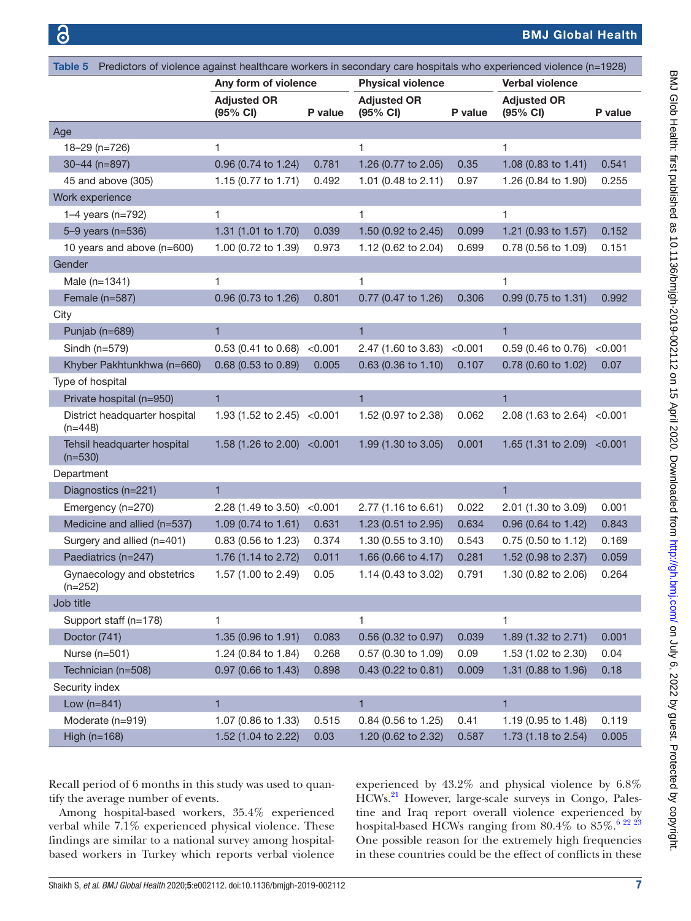Table 5 Predictors of violence against healthcare workers in secondary care hospitals who experienced violence (n=1928)

| | Any form of violence | | Physical violence | | Verbal violence | |
|---|---|---|---|---|---|---|
| | Adjusted OR (95% CI) | P value | Adjusted OR (95% CI) | P value | Adjusted OR (95% CI) | P value |
| **Age** | | | | | | |
| 18–29 (n=726) | 1 | | 1 | | 1 | |
| 30–44 (n=897) | 0.96 (0.74 to 1.24) | 0.781 | 1.26 (0.77 to 2.05) | 0.35 | 1.08 (0.83 to 1.41) | 0.541 |
| 45 and above (305) | 1.15 (0.77 to 1.71) | 0.492 | 1.01 (0.48 to 2.11) | 0.97 | 1.26 (0.84 to 1.90) | 0.255 |
| **Work experience** | | | | | | |
| 1–4 years (n=792) | 1 | | 1 | | 1 | |
| 5–9 years (n=536) | 1.31 (1.01 to 1.70) | 0.039 | 1.50 (0.92 to 2.45) | 0.099 | 1.21 (0.93 to 1.57) | 0.152 |
| 10 years and above (n=600) | 1.00 (0.72 to 1.39) | 0.973 | 1.12 (0.62 to 2.04) | 0.699 | 0.78 (0.56 to 1.09) | 0.151 |
| **Gender** | | | | | | |
| Male (n=1341) | 1 | | 1 | | 1 | |
| Female (n=587) | 0.96 (0.73 to 1.26) | 0.801 | 0.77 (0.47 to 1.26) | 0.306 | 0.99 (0.75 to 1.31) | 0.992 |
| **City** | | | | | | |
| Punjab (n=689) | 1 | | 1 | | 1 | |
| Sindh (n=579) | 0.53 (0.41 to 0.68) | <0.001 | 2.47 (1.60 to 3.83) | <0.001 | 0.59 (0.46 to 0.76) | <0.001 |
| Khyber Pakhtunkhwa (n=660) | 0.68 (0.53 to 0.89) | 0.005 | 0.63 (0.36 to 1.10) | 0.107 | 0.78 (0.60 to 1.02) | 0.07 |
| **Type of hospital** | | | | | | |
| Private hospital (n=950) | 1 | | 1 | | 1 | |
| District headquarter hospital (n=448) | 1.93 (1.52 to 2.45) | <0.001 | 1.52 (0.97 to 2.38) | 0.062 | 2.08 (1.63 to 2.64) | <0.001 |
| Tehsil headquarter hospital (n=530) | 1.58 (1.26 to 2.00) | <0.001 | 1.99 (1.30 to 3.05) | 0.001 | 1.65 (1.31 to 2.09) | <0.001 |
| **Department** | | | | | | |
| Diagnostics (n=221) | 1 | | | | 1 | |
| Emergency (n=270) | 2.28 (1.49 to 3.50) | <0.001 | 2.77 (1.16 to 6.61) | 0.022 | 2.01 (1.30 to 3.09) | 0.001 |
| Medicine and allied (n=537) | 1.09 (0.74 to 1.61) | 0.631 | 1.23 (0.51 to 2.95) | 0.634 | 0.96 (0.64 to 1.42) | 0.843 |
| Surgery and allied (n=401) | 0.83 (0.56 to 1.23) | 0.374 | 1.30 (0.55 to 3.10) | 0.543 | 0.75 (0.50 to 1.12) | 0.169 |
| Paediatrics (n=247) | 1.76 (1.14 to 2.72) | 0.011 | 1.66 (0.66 to 4.17) | 0.281 | 1.52 (0.98 to 2.37) | 0.059 |
| Gynaecology and obstetrics (n=252) | 1.57 (1.00 to 2.49) | 0.05 | 1.14 (0.43 to 3.02) | 0.791 | 1.30 (0.82 to 2.06) | 0.264 |
| **Job title** | | | | | | |
| Support staff (n=178) | 1 | | 1 | | 1 | |
| Doctor (741) | 1.35 (0.96 to 1.91) | 0.083 | 0.56 (0.32 to 0.97) | 0.039 | 1.89 (1.32 to 2.71) | 0.001 |
| Nurse (n=501) | 1.24 (0.84 to 1.84) | 0.268 | 0.57 (0.30 to 1.09) | 0.09 | 1.53 (1.02 to 2.30) | 0.04 |
| Technician (n=508) | 0.97 (0.66 to 1.43) | 0.898 | 0.43 (0.22 to 0.81) | 0.009 | 1.31 (0.88 to 1.96) | 0.18 |
| **Security index** | | | | | | |
| Low (n=841) | 1 | | 1 | | 1 | |
| Moderate (n=919) | 1.07 (0.86 to 1.33) | 0.515 | 0.84 (0.56 to 1.25) | 0.41 | 1.19 (0.95 to 1.48) | 0.119 |
| High (n=168) | 1.52 (1.04 to 2.22) | 0.03 | 1.20 (0.62 to 2.32) | 0.587 | 1.73 (1.18 to 2.54) | 0.005 |

Recall period of 6 months in this study was used to quantify the average number of events.

Among hospital-based workers, 35.4% experienced verbal while 7.1% experienced physical violence. These findings are similar to a national survey among hospital-based workers in Turkey which reports verbal violence experienced by 43.2% and physical violence by 6.8% HCWs.[21] However, large-scale surveys in Congo, Palestine and Iraq report overall violence experienced by hospital-based HCWs ranging from 80.4% to 85%.[6 22 23] One possible reason for the extremely high frequencies in these countries could be the effect of conflicts in these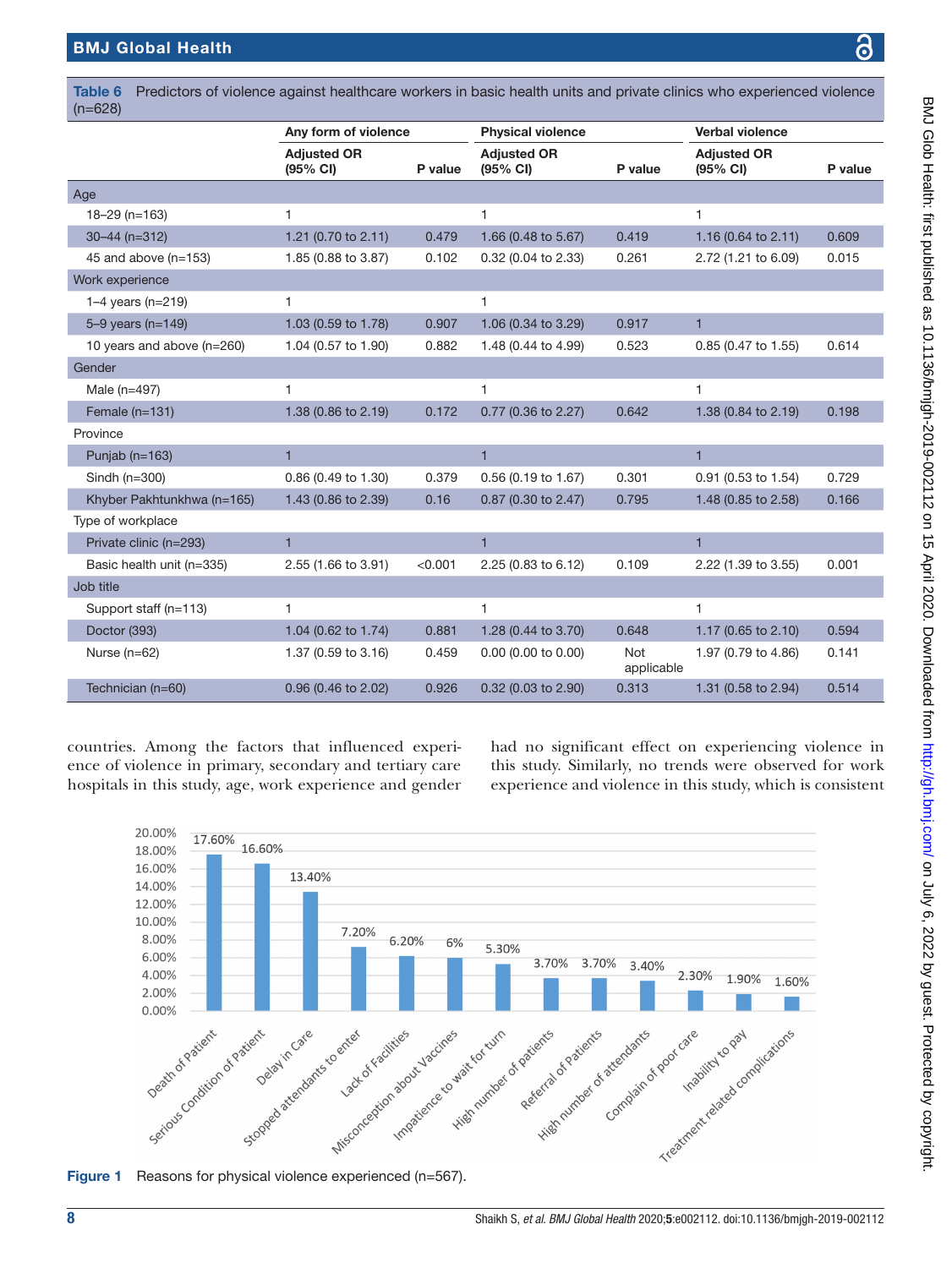**Table 6** Predictors of violence against healthcare workers in basic health units and private clinics who experienced violence (n=628)

| | Any form of violence | | Physical violence | | Verbal violence | |
|---|---|---|---|---|---|---|
| | Adjusted OR (95% CI) | P value | Adjusted OR (95% CI) | P value | Adjusted OR (95% CI) | P value |
| Age | | | | | | |
| 18–29 (n=163) | 1 | | 1 | | 1 | |
| 30–44 (n=312) | 1.21 (0.70 to 2.11) | 0.479 | 1.66 (0.48 to 5.67) | 0.419 | 1.16 (0.64 to 2.11) | 0.609 |
| 45 and above (n=153) | 1.85 (0.88 to 3.87) | 0.102 | 0.32 (0.04 to 2.33) | 0.261 | 2.72 (1.21 to 6.09) | 0.015 |
| Work experience | | | | | | |
| 1–4 years (n=219) | 1 | | 1 | | | |
| 5–9 years (n=149) | 1.03 (0.59 to 1.78) | 0.907 | 1.06 (0.34 to 3.29) | 0.917 | 1 | |
| 10 years and above (n=260) | 1.04 (0.57 to 1.90) | 0.882 | 1.48 (0.44 to 4.99) | 0.523 | 0.85 (0.47 to 1.55) | 0.614 |
| Gender | | | | | | |
| Male (n=497) | 1 | | 1 | | 1 | |
| Female (n=131) | 1.38 (0.86 to 2.19) | 0.172 | 0.77 (0.36 to 2.27) | 0.642 | 1.38 (0.84 to 2.19) | 0.198 |
| Province | | | | | | |
| Punjab (n=163) | 1 | | 1 | | 1 | |
| Sindh (n=300) | 0.86 (0.49 to 1.30) | 0.379 | 0.56 (0.19 to 1.67) | 0.301 | 0.91 (0.53 to 1.54) | 0.729 |
| Khyber Pakhtunkhwa (n=165) | 1.43 (0.86 to 2.39) | 0.16 | 0.87 (0.30 to 2.47) | 0.795 | 1.48 (0.85 to 2.58) | 0.166 |
| Type of workplace | | | | | | |
| Private clinic (n=293) | 1 | | 1 | | 1 | |
| Basic health unit (n=335) | 2.55 (1.66 to 3.91) | <0.001 | 2.25 (0.83 to 6.12) | 0.109 | 2.22 (1.39 to 3.55) | 0.001 |
| Job title | | | | | | |
| Support staff (n=113) | 1 | | 1 | | 1 | |
| Doctor (393) | 1.04 (0.62 to 1.74) | 0.881 | 1.28 (0.44 to 3.70) | 0.648 | 1.17 (0.65 to 2.10) | 0.594 |
| Nurse (n=62) | 1.37 (0.59 to 3.16) | 0.459 | 0.00 (0.00 to 0.00) | Not applicable | 1.97 (0.79 to 4.86) | 0.141 |
| Technician (n=60) | 0.96 (0.46 to 2.02) | 0.926 | 0.32 (0.03 to 2.90) | 0.313 | 1.31 (0.58 to 2.94) | 0.514 |

countries. Among the factors that influenced experience of violence in primary, secondary and tertiary care hospitals in this study, age, work experience and gender had no significant effect on experiencing violence in this study. Similarly, no trends were observed for work experience and violence in this study, which is consistent

| Reason | Percentage |
|---|---|
| Death of Patient | 17.60% |
| Serious Condition of Patient | 16.60% |
| Delay in Care | 13.40% |
| Stopped attendants to enter | 7.20% |
| Lack of Facilities | 6.20% |
| Misconception about Vaccines | 6% |
| Impatience to wait for turn | 5.30% |
| High number of patients | 3.70% |
| Referral of Patients | 3.70% |
| High number of attendants | 3.40% |
| Complain of poor care | 2.30% |
| Inability to pay | 1.90% |
| Treatment related complications | 1.60% |

**Figure 1** Reasons for physical violence experienced (n=567).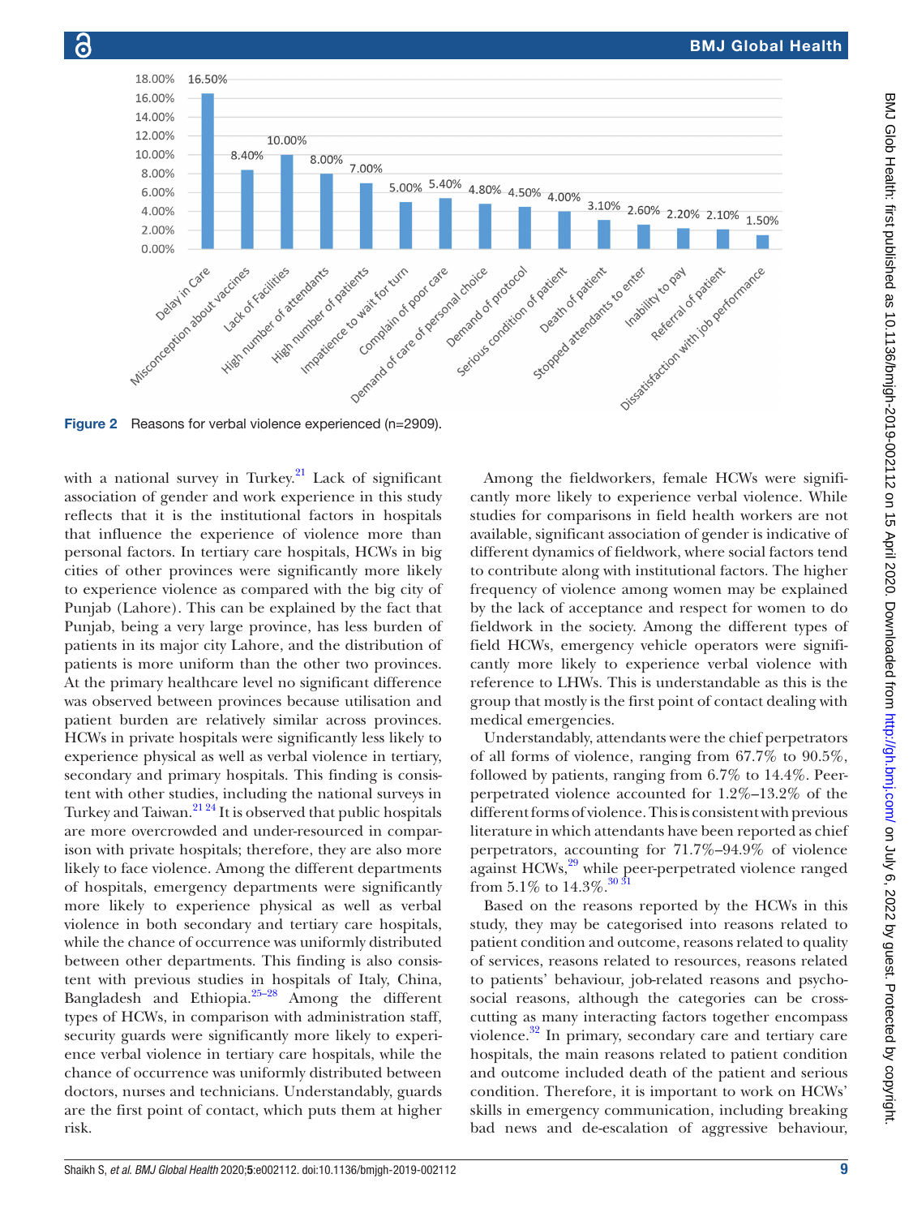Figure 2 Reasons for verbal violence experienced (n=2909).

with a national survey in Turkey.[21] Lack of significant association of gender and work experience in this study reflects that it is the institutional factors in hospitals that influence the experience of violence more than personal factors. In tertiary care hospitals, HCWs in big cities of other provinces were significantly more likely to experience violence as compared with the big city of Punjab (Lahore). This can be explained by the fact that Punjab, being a very large province, has less burden of patients in its major city Lahore, and the distribution of patients is more uniform than the other two provinces. At the primary healthcare level no significant difference was observed between provinces because utilisation and patient burden are relatively similar across provinces. HCWs in private hospitals were significantly less likely to experience physical as well as verbal violence in tertiary, secondary and primary hospitals. This finding is consistent with other studies, including the national surveys in Turkey and Taiwan.[21 24] It is observed that public hospitals are more overcrowded and under-resourced in comparison with private hospitals; therefore, they are also more likely to face violence. Among the different departments of hospitals, emergency departments were significantly more likely to experience physical as well as verbal violence in both secondary and tertiary care hospitals, while the chance of occurrence was uniformly distributed between other departments. This finding is also consistent with previous studies in hospitals of Italy, China, Bangladesh and Ethiopia.[25–28] Among the different types of HCWs, in comparison with administration staff, security guards were significantly more likely to experience verbal violence in tertiary care hospitals, while the chance of occurrence was uniformly distributed between doctors, nurses and technicians. Understandably, guards are the first point of contact, which puts them at higher risk.

Among the fieldworkers, female HCWs were significantly more likely to experience verbal violence. While studies for comparisons in field health workers are not available, significant association of gender is indicative of different dynamics of fieldwork, where social factors tend to contribute along with institutional factors. The higher frequency of violence among women may be explained by the lack of acceptance and respect for women to do fieldwork in the society. Among the different types of field HCWs, emergency vehicle operators were significantly more likely to experience verbal violence with reference to LHWs. This is understandable as this is the group that mostly is the first point of contact dealing with medical emergencies.

Understandably, attendants were the chief perpetrators of all forms of violence, ranging from 67.7% to 90.5%, followed by patients, ranging from 6.7% to 14.4%. Peer-perpetrated violence accounted for 1.2%–13.2% of the different forms of violence. This is consistent with previous literature in which attendants have been reported as chief perpetrators, accounting for 71.7%–94.9% of violence against HCWs,[29] while peer-perpetrated violence ranged from 5.1% to 14.3%.[30 31]

Based on the reasons reported by the HCWs in this study, they may be categorised into reasons related to patient condition and outcome, reasons related to quality of services, reasons related to resources, reasons related to patients' behaviour, job-related reasons and psychosocial reasons, although the categories can be cross-cutting as many interacting factors together encompass violence.[32] In primary, secondary care and tertiary care hospitals, the main reasons related to patient condition and outcome included death of the patient and serious condition. Therefore, it is important to work on HCWs' skills in emergency communication, including breaking bad news and de-escalation of aggressive behaviour,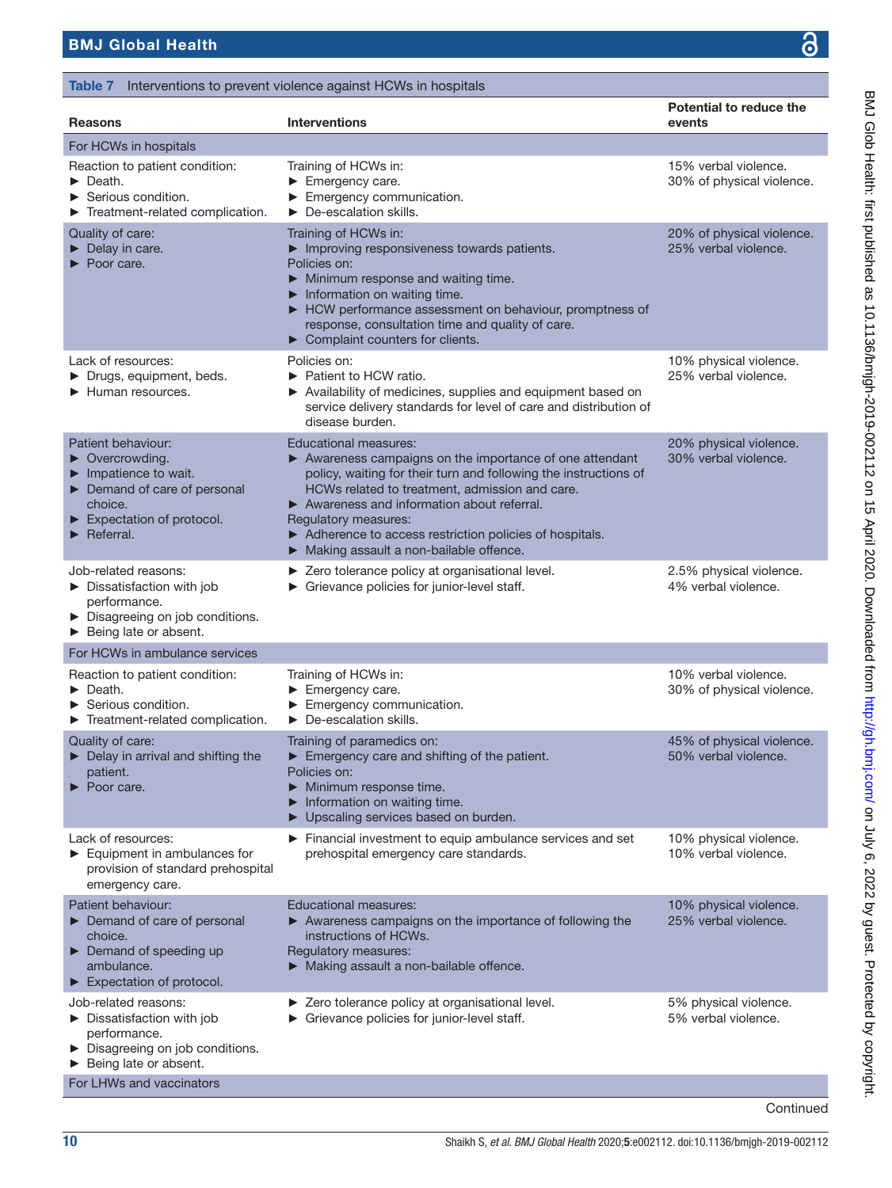**Table 7** Interventions to prevent violence against HCWs in hospitals

| Reasons | Interventions | Potential to reduce the events |
|---|---|---|
| **For HCWs in hospitals** | | |
| Reaction to patient condition:<br>► Death.<br>► Serious condition.<br>► Treatment-related complication. | Training of HCWs in:<br>► Emergency care.<br>► Emergency communication.<br>► De-escalation skills. | 15% verbal violence.<br>30% of physical violence. |
| Quality of care:<br>► Delay in care.<br>► Poor care. | Training of HCWs in:<br>► Improving responsiveness towards patients.<br>Policies on:<br>► Minimum response and waiting time.<br>► Information on waiting time.<br>► HCW performance assessment on behaviour, promptness of response, consultation time and quality of care.<br>► Complaint counters for clients. | 20% of physical violence.<br>25% verbal violence. |
| Lack of resources:<br>► Drugs, equipment, beds.<br>► Human resources. | Policies on:<br>► Patient to HCW ratio.<br>► Availability of medicines, supplies and equipment based on service delivery standards for level of care and distribution of disease burden. | 10% physical violence.<br>25% verbal violence. |
| Patient behaviour:<br>► Overcrowding.<br>► Impatience to wait.<br>► Demand of care of personal choice.<br>► Expectation of protocol.<br>► Referral. | Educational measures:<br>► Awareness campaigns on the importance of one attendant policy, waiting for their turn and following the instructions of HCWs related to treatment, admission and care.<br>► Awareness and information about referral.<br>Regulatory measures:<br>► Adherence to access restriction policies of hospitals.<br>► Making assault a non-bailable offence. | 20% physical violence.<br>30% verbal violence. |
| Job-related reasons:<br>► Dissatisfaction with job performance.<br>► Disagreeing on job conditions.<br>► Being late or absent. | ► Zero tolerance policy at organisational level.<br>► Grievance policies for junior-level staff. | 2.5% physical violence.<br>4% verbal violence. |
| **For HCWs in ambulance services** | | |
| Reaction to patient condition:<br>► Death.<br>► Serious condition.<br>► Treatment-related complication. | Training of HCWs in:<br>► Emergency care.<br>► Emergency communication.<br>► De-escalation skills. | 10% verbal violence.<br>30% of physical violence. |
| Quality of care:<br>► Delay in arrival and shifting the patient.<br>► Poor care. | Training of paramedics on:<br>► Emergency care and shifting of the patient.<br>Policies on:<br>► Minimum response time.<br>► Information on waiting time.<br>► Upscaling services based on burden. | 45% of physical violence.<br>50% verbal violence. |
| Lack of resources:<br>► Equipment in ambulances for provision of standard prehospital emergency care. | ► Financial investment to equip ambulance services and set prehospital emergency care standards. | 10% physical violence.<br>10% verbal violence. |
| Patient behaviour:<br>► Demand of care of personal choice.<br>► Demand of speeding up ambulance.<br>► Expectation of protocol. | Educational measures:<br>► Awareness campaigns on the importance of following the instructions of HCWs.<br>Regulatory measures:<br>► Making assault a non-bailable offence. | 10% physical violence.<br>25% verbal violence. |
| Job-related reasons:<br>► Dissatisfaction with job performance.<br>► Disagreeing on job conditions.<br>► Being late or absent. | ► Zero tolerance policy at organisational level.<br>► Grievance policies for junior-level staff. | 5% physical violence.<br>5% verbal violence. |
| **For LHWs and vaccinators** | | |

Continued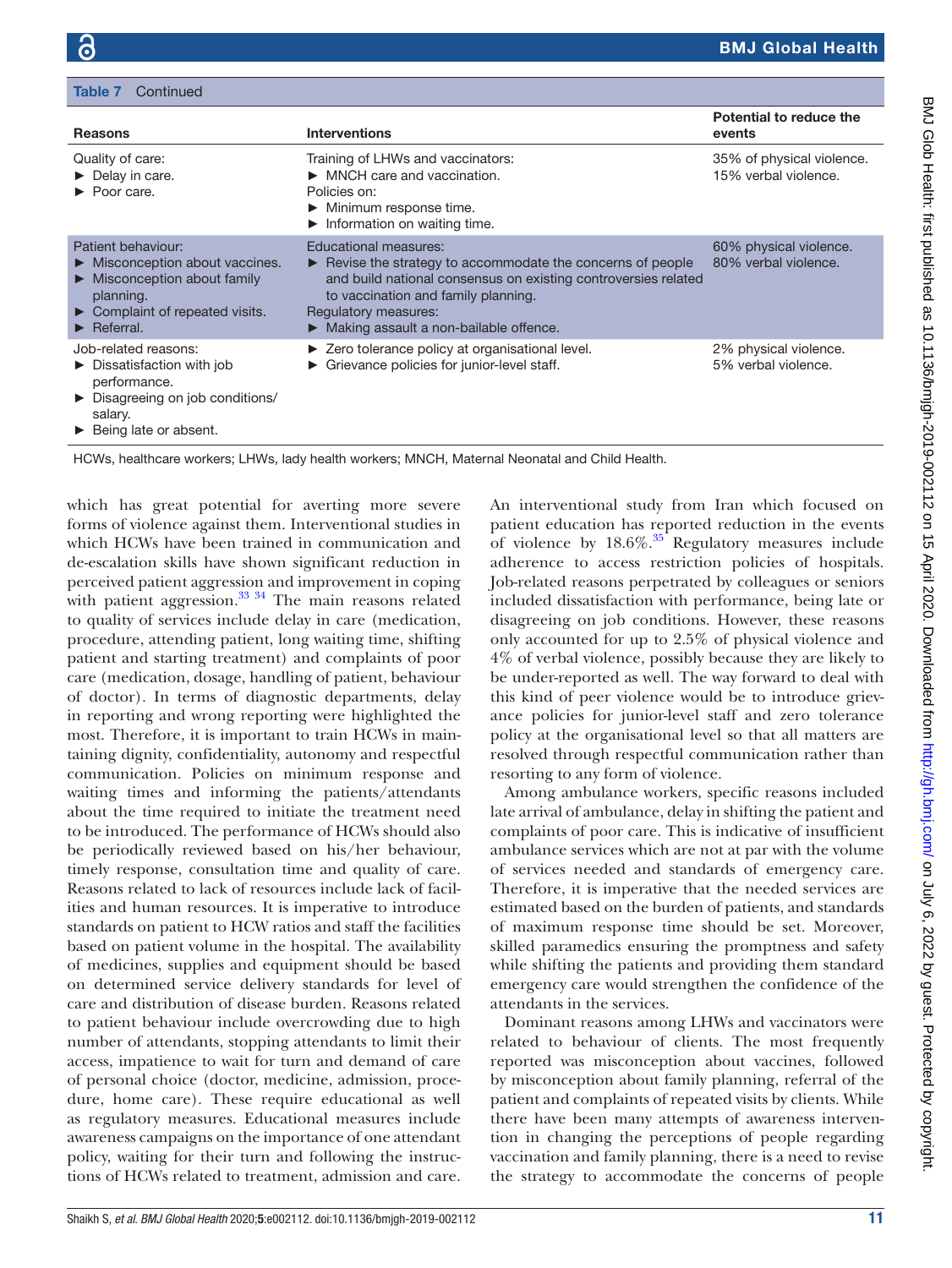**Table 7** Continued

| Reasons | Interventions | Potential to reduce the events |
|---|---|---|
| Quality of care:<br>► Delay in care.<br>► Poor care. | Training of LHWs and vaccinators:<br>► MNCH care and vaccination.<br>Policies on:<br>► Minimum response time.<br>► Information on waiting time. | 35% of physical violence.<br>15% verbal violence. |
| Patient behaviour:<br>► Misconception about vaccines.<br>► Misconception about family planning.<br>► Complaint of repeated visits.<br>► Referral. | Educational measures:<br>► Revise the strategy to accommodate the concerns of people and build national consensus on existing controversies related to vaccination and family planning.<br>Regulatory measures:<br>► Making assault a non-bailable offence. | 60% physical violence.<br>80% verbal violence. |
| Job-related reasons:<br>► Dissatisfaction with job performance.<br>► Disagreeing on job conditions/salary.<br>► Being late or absent. | ► Zero tolerance policy at organisational level.<br>► Grievance policies for junior-level staff. | 2% physical violence.<br>5% verbal violence. |

HCWs, healthcare workers; LHWs, lady health workers; MNCH, Maternal Neonatal and Child Health.

which has great potential for averting more severe forms of violence against them. Interventional studies in which HCWs have been trained in communication and de-escalation skills have shown significant reduction in perceived patient aggression and improvement in coping with patient aggression.[33 34] The main reasons related to quality of services include delay in care (medication, procedure, attending patient, long waiting time, shifting patient and starting treatment) and complaints of poor care (medication, dosage, handling of patient, behaviour of doctor). In terms of diagnostic departments, delay in reporting and wrong reporting were highlighted the most. Therefore, it is important to train HCWs in maintaining dignity, confidentiality, autonomy and respectful communication. Policies on minimum response and waiting times and informing the patients/attendants about the time required to initiate the treatment need to be introduced. The performance of HCWs should also be periodically reviewed based on his/her behaviour, timely response, consultation time and quality of care. Reasons related to lack of resources include lack of facilities and human resources. It is imperative to introduce standards on patient to HCW ratios and staff the facilities based on patient volume in the hospital. The availability of medicines, supplies and equipment should be based on determined service delivery standards for level of care and distribution of disease burden. Reasons related to patient behaviour include overcrowding due to high number of attendants, stopping attendants to limit their access, impatience to wait for turn and demand of care of personal choice (doctor, medicine, admission, procedure, home care). These require educational as well as regulatory measures. Educational measures include awareness campaigns on the importance of one attendant policy, waiting for their turn and following the instructions of HCWs related to treatment, admission and care. An interventional study from Iran which focused on patient education has reported reduction in the events of violence by 18.6%.[35] Regulatory measures include adherence to access restriction policies of hospitals. Job-related reasons perpetrated by colleagues or seniors included dissatisfaction with performance, being late or disagreeing on job conditions. However, these reasons only accounted for up to 2.5% of physical violence and 4% of verbal violence, possibly because they are likely to be under-reported as well. The way forward to deal with this kind of peer violence would be to introduce grievance policies for junior-level staff and zero tolerance policy at the organisational level so that all matters are resolved through respectful communication rather than resorting to any form of violence.

Among ambulance workers, specific reasons included late arrival of ambulance, delay in shifting the patient and complaints of poor care. This is indicative of insufficient ambulance services which are not at par with the volume of services needed and standards of emergency care. Therefore, it is imperative that the needed services are estimated based on the burden of patients, and standards of maximum response time should be set. Moreover, skilled paramedics ensuring the promptness and safety while shifting the patients and providing them standard emergency care would strengthen the confidence of the attendants in the services.

Dominant reasons among LHWs and vaccinators were related to behaviour of clients. The most frequently reported was misconception about vaccines, followed by misconception about family planning, referral of the patient and complaints of repeated visits by clients. While there have been many attempts of awareness intervention in changing the perceptions of people regarding vaccination and family planning, there is a need to revise the strategy to accommodate the concerns of people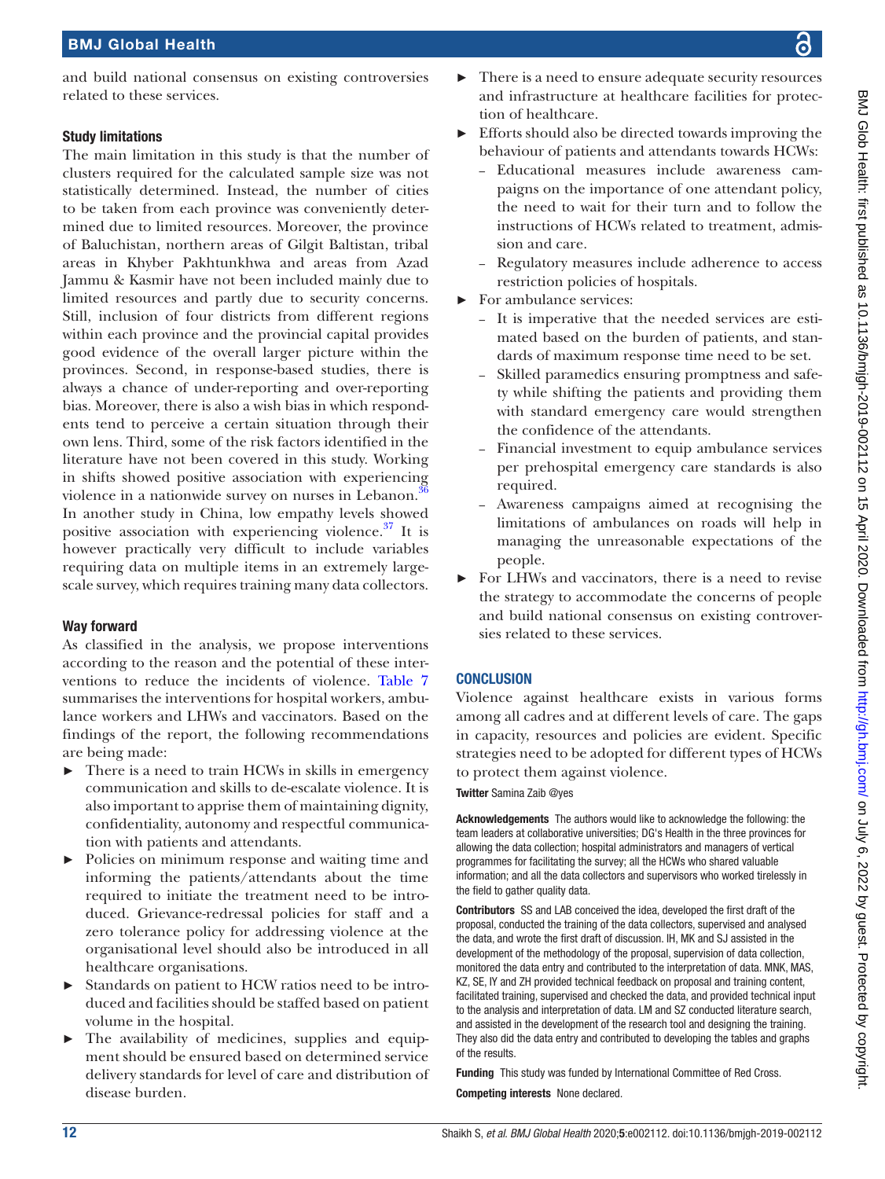and build national consensus on existing controversies related to these services.

### Study limitations

The main limitation in this study is that the number of clusters required for the calculated sample size was not statistically determined. Instead, the number of cities to be taken from each province was conveniently determined due to limited resources. Moreover, the province of Baluchistan, northern areas of Gilgit Baltistan, tribal areas in Khyber Pakhtunkhwa and areas from Azad Jammu & Kasmir have not been included mainly due to limited resources and partly due to security concerns. Still, inclusion of four districts from different regions within each province and the provincial capital provides good evidence of the overall larger picture within the provinces. Second, in response-based studies, there is always a chance of under-reporting and over-reporting bias. Moreover, there is also a wish bias in which respondents tend to perceive a certain situation through their own lens. Third, some of the risk factors identified in the literature have not been covered in this study. Working in shifts showed positive association with experiencing violence in a nationwide survey on nurses in Lebanon.[36] In another study in China, low empathy levels showed positive association with experiencing violence.[37] It is however practically very difficult to include variables requiring data on multiple items in an extremely large-scale survey, which requires training many data collectors.

### Way forward

As classified in the analysis, we propose interventions according to the reason and the potential of these interventions to reduce the incidents of violence. Table 7 summarises the interventions for hospital workers, ambulance workers and LHWs and vaccinators. Based on the findings of the report, the following recommendations are being made:

- There is a need to train HCWs in skills in emergency communication and skills to de-escalate violence. It is also important to apprise them of maintaining dignity, confidentiality, autonomy and respectful communication with patients and attendants.
- Policies on minimum response and waiting time and informing the patients/attendants about the time required to initiate the treatment need to be introduced. Grievance-redressal policies for staff and a zero tolerance policy for addressing violence at the organisational level should also be introduced in all healthcare organisations.
- Standards on patient to HCW ratios need to be introduced and facilities should be staffed based on patient volume in the hospital.
- The availability of medicines, supplies and equipment should be ensured based on determined service delivery standards for level of care and distribution of disease burden.
- There is a need to ensure adequate security resources and infrastructure at healthcare facilities for protection of healthcare.
- Efforts should also be directed towards improving the behaviour of patients and attendants towards HCWs:
  - Educational measures include awareness campaigns on the importance of one attendant policy, the need to wait for their turn and to follow the instructions of HCWs related to treatment, admission and care.
  - Regulatory measures include adherence to access restriction policies of hospitals.
- For ambulance services:
  - It is imperative that the needed services are estimated based on the burden of patients, and standards of maximum response time need to be set.
  - Skilled paramedics ensuring promptness and safety while shifting the patients and providing them with standard emergency care would strengthen the confidence of the attendants.
  - Financial investment to equip ambulance services per prehospital emergency care standards is also required.
  - Awareness campaigns aimed at recognising the limitations of ambulances on roads will help in managing the unreasonable expectations of the people.
- For LHWs and vaccinators, there is a need to revise the strategy to accommodate the concerns of people and build national consensus on existing controversies related to these services.

## CONCLUSION

Violence against healthcare exists in various forms among all cadres and at different levels of care. The gaps in capacity, resources and policies are evident. Specific strategies need to be adopted for different types of HCWs to protect them against violence.

**Twitter** Samina Zaib @yes

**Acknowledgements** The authors would like to acknowledge the following: the team leaders at collaborative universities; DG's Health in the three provinces for allowing the data collection; hospital administrators and managers of vertical programmes for facilitating the survey; all the HCWs who shared valuable information; and all the data collectors and supervisors who worked tirelessly in the field to gather quality data.

**Contributors** SS and LAB conceived the idea, developed the first draft of the proposal, conducted the training of the data collectors, supervised and analysed the data, and wrote the first draft of discussion. IH, MK and SJ assisted in the development of the methodology of the proposal, supervision of data collection, monitored the data entry and contributed to the interpretation of data. MNK, MAS, KZ, SE, IY and ZH provided technical feedback on proposal and training content, facilitated training, supervised and checked the data, and provided technical input to the analysis and interpretation of data. LM and SZ conducted literature search, and assisted in the development of the research tool and designing the training. They also did the data entry and contributed to developing the tables and graphs of the results.

**Funding** This study was funded by International Committee of Red Cross.

**Competing interests** None declared.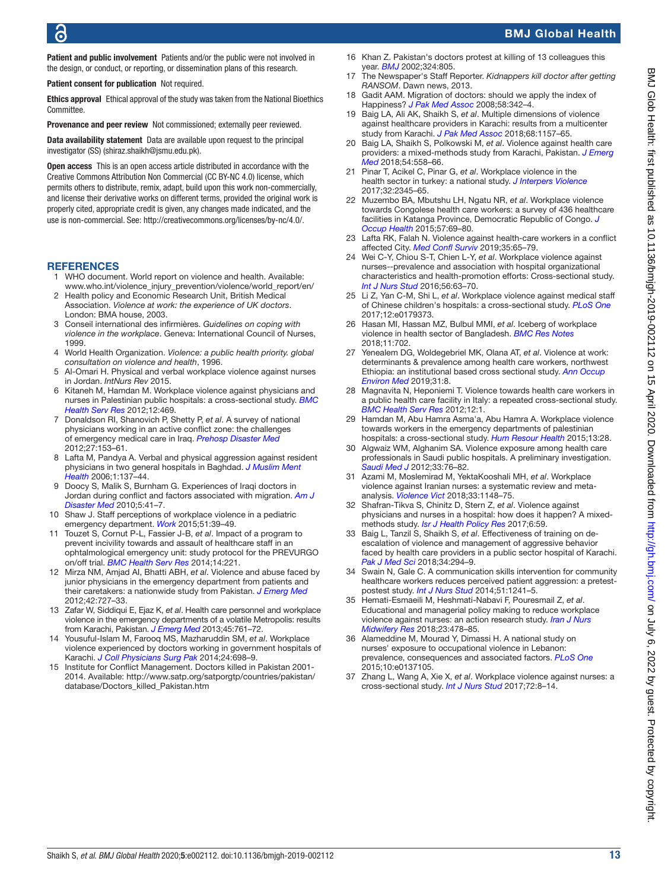**Patient and public involvement** Patients and/or the public were not involved in the design, or conduct, or reporting, or dissemination plans of this research.

**Patient consent for publication** Not required.

**Ethics approval** Ethical approval of the study was taken from the National Bioethics Committee.

**Provenance and peer review** Not commissioned; externally peer reviewed.

**Data availability statement** Data are available upon request to the principal investigator (SS) (shiraz.shaikh@jsmu.edu.pk).

**Open access** This is an open access article distributed in accordance with the Creative Commons Attribution Non Commercial (CC BY-NC 4.0) license, which permits others to distribute, remix, adapt, build upon this work non-commercially, and license their derivative works on different terms, provided the original work is properly cited, appropriate credit is given, any changes made indicated, and the use is non-commercial. See: http://creativecommons.org/licenses/by-nc/4.0/.

## REFERENCES

1. WHO document. World report on violence and health. Available: www.who.int/violence_injury_prevention/violence/world_report/en/
2. Health policy and Economic Research Unit, British Medical Association. *Violence at work: the experience of UK doctors*. London: BMA house, 2003.
3. Conseil international des infirmières. *Guidelines on coping with violence in the workplace*. Geneva: International Council of Nurses, 1999.
4. World Health Organization. *Violence: a public health priority. global consultation on violence and health*, 1996.
5. Al-Omari H. Physical and verbal workplace violence against nurses in Jordan. *IntNurs Rev* 2015.
6. Kitaneh M, Hamdan M. Workplace violence against physicians and nurses in Palestinian public hospitals: a cross-sectional study. *BMC Health Serv Res* 2012;12:469.
7. Donaldson RI, Shanovich P, Shetty P, *et al*. A survey of national physicians working in an active conflict zone: the challenges of emergency medical care in Iraq. *Prehosp Disaster Med* 2012;27:153–61.
8. Lafta M, Pandya A. Verbal and physical aggression against resident physicians in two general hospitals in Baghdad. *J Muslim Ment Health* 2006;1:137–44.
9. Doocy S, Malik S, Burnham G. Experiences of Iraqi doctors in Jordan during conflict and factors associated with migration. *Am J Disaster Med* 2010;5:41–7.
10. Shaw J. Staff perceptions of workplace violence in a pediatric emergency department. *Work* 2015;51:39–49.
11. Touzet S, Cornut P-L, Fassier J-B, *et al*. Impact of a program to prevent incivility towards and assault of healthcare staff in an ophtalmological emergency unit: study protocol for the PREVURGO on/off trial. *BMC Health Serv Res* 2014;14:221.
12. Mirza NM, Amjad AI, Bhatti ABH, *et al*. Violence and abuse faced by junior physicians in the emergency department from patients and their caretakers: a nationwide study from Pakistan. *J Emerg Med* 2012;42:727–33.
13. Zafar W, Siddiqui E, Ejaz K, *et al*. Health care personnel and workplace violence in the emergency departments of a volatile Metropolis: results from Karachi, Pakistan. *J Emerg Med* 2013;45:761–72.
14. Yousuful-Islam M, Farooq MS, Mazharuddin SM, *et al*. Workplace violence experienced by doctors working in government hospitals of Karachi. *J Coll Physicians Surg Pak* 2014;24:698–9.
15. Institute for Conflict Management. Doctors killed in Pakistan 2001-2014. Available: http://www.satp.org/satporgtp/countries/pakistan/database/Doctors_killed_Pakistan.htm
16. Khan Z. Pakistan's doctors protest at killing of 13 colleagues this year. *BMJ* 2002;324:805.
17. The Newspaper's Staff Reporter. *Kidnappers kill doctor after getting RANSOM*. Dawn news, 2013.
18. Gadit AAM. Migration of doctors: should we apply the index of Happiness? *J Pak Med Assoc* 2008;58:342–4.
19. Baig LA, Ali AK, Shaikh S, *et al*. Multiple dimensions of violence against healthcare providers in Karachi: results from a multicenter study from Karachi. *J Pak Med Assoc* 2018;68:1157–65.
20. Baig LA, Shaikh S, Polkowski M, *et al*. Violence against health care providers: a mixed-methods study from Karachi, Pakistan. *J Emerg Med* 2018;54:558–66.
21. Pinar T, Acikel C, Pinar G, *et al*. Workplace violence in the health sector in turkey: a national study. *J Interpers Violence* 2017;32:2345–65.
22. Muzembo BA, Mbutshu LH, Ngatu NR, *et al*. Workplace violence towards Congolese health care workers: a survey of 436 healthcare facilities in Katanga Province, Democratic Republic of Congo. *J Occup Health* 2015;57:69–80.
23. Lafta RK, Falah N. Violence against health-care workers in a conflict affected City. *Med Confl Surviv* 2019;35:65–79.
24. Wei C-Y, Chiou S-T, Chien L-Y, *et al*. Workplace violence against nurses--prevalence and association with hospital organizational characteristics and health-promotion efforts: Cross-sectional study. *Int J Nurs Stud* 2016;56:63–70.
25. Li Z, Yan C-M, Shi L, *et al*. Workplace violence against medical staff of Chinese children's hospitals: a cross-sectional study. *PLoS One* 2017;12:e0179373.
26. Hasan MI, Hassan MZ, Bulbul MMI, *et al*. Iceberg of workplace violence in health sector of Bangladesh. *BMC Res Notes* 2018;11:702.
27. Yenealem DG, Woldegebriel MK, Olana AT, *et al*. Violence at work: determinants & prevalence among health care workers, northwest Ethiopia: an institutional based cross sectional study. *Ann Occup Environ Med* 2019;31:8.
28. Magnavita N, Heponiemi T. Violence towards health care workers in a public health care facility in Italy: a repeated cross-sectional study. *BMC Health Serv Res* 2012;12:1.
29. Hamdan M, Abu Hamra Asma'a, Abu Hamra A. Workplace violence towards workers in the emergency departments of palestinian hospitals: a cross-sectional study. *Hum Resour Health* 2015;13:28.
30. Algwaiz WM, Alghanim SA. Violence exposure among health care professionals in Saudi public hospitals. A preliminary investigation. *Saudi Med J* 2012;33:76–82.
31. Azami M, Moslemirad M, YektaKooshali MH, *et al*. Workplace violence against Iranian nurses: a systematic review and meta-analysis. *Violence Vict* 2018;33:1148–75.
32. Shafran-Tikva S, Chinitz D, Stern Z, *et al*. Violence against physicians and nurses in a hospital: how does it happen? A mixed-methods study. *Isr J Health Policy Res* 2017;6:59.
33. Baig LA, Tanzil S, Shaikh S, *et al*. Effectiveness of training on de-escalation of violence and management of aggressive behavior faced by health care providers in a public sector hospital of Karachi. *Pak J Med Sci* 2018;34:294–9.
34. Swain N, Gale C. A communication skills intervention for community healthcare workers reduces perceived patient aggression: a pretest-postest study. *Int J Nurs Stud* 2014;51:1241–5.
35. Hemati-Esmaeili M, Heshmati-Nabavi F, Pouresmail Z, *et al*. Educational and managerial policy making to reduce workplace violence against nurses: an action research study. *Iran J Nurs Midwifery Res* 2018;23:478–85.
36. Alameddine M, Mourad Y, Dimassi H. A national study on nurses' exposure to occupational violence in Lebanon: prevalence, consequences and associated factors. *PLoS One* 2015;10:e0137105.
37. Zhang L, Wang A, Xie X, *et al*. Workplace violence against nurses: a cross-sectional study. *Int J Nurs Stud* 2017;72:8–14.